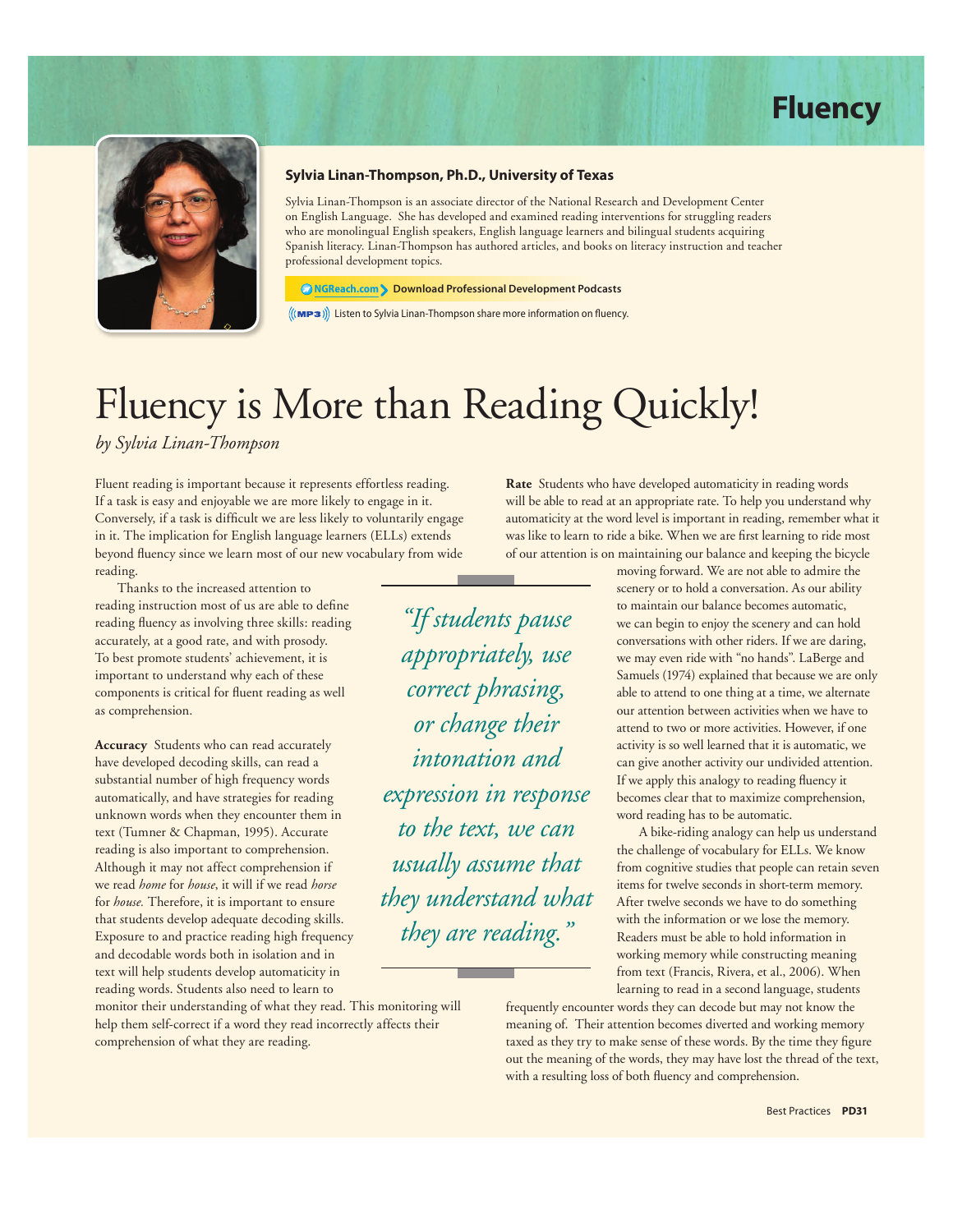Fluency

**Sylvia Linan-Thompson, Ph.D., University of Texas**

Sylvia Linan-Thompson is an associate director of the National Research and Development Center on English Language. She has developed and examined reading interventions for struggling readers who are monolingual English speakers, English language learners and bilingual students acquiring Spanish literacy. Linan-Thompson has authored articles, and books on literacy instruction and teacher professional development topics.

NGReach.com > **Download Professional Development Podcasts**

MP3 Listen to Sylvia Linan-Thompson share more information on fluency.

# Fluency is More than Reading Quickly!

*by Sylvia Linan-Thompson*

Fluent reading is important because it represents effortless reading. If a task is easy and enjoyable we are more likely to engage in it. Conversely, if a task is difficult we are less likely to voluntarily engage in it. The implication for English language learners (ELLs) extends beyond fluency since we learn most of our new vocabulary from wide reading.

Thanks to the increased attention to reading instruction most of us are able to define reading fluency as involving three skills: reading accurately, at a good rate, and with prosody. To best promote students' achievement, it is important to understand why each of these components is critical for fluent reading as well as comprehension.

**Accuracy** Students who can read accurately have developed decoding skills, can read a substantial number of high frequency words automatically, and have strategies for reading unknown words when they encounter them in text (Tumner & Chapman, 1995). Accurate reading is also important to comprehension. Although it may not affect comprehension if we read *home* for *house*, it will if we read *horse* for *house.* Therefore, it is important to ensure that students develop adequate decoding skills. Exposure to and practice reading high frequency and decodable words both in isolation and in text will help students develop automaticity in reading words. Students also need to learn to monitor their understanding of what they read. This monitoring will help them self-correct if a word they read incorrectly affects their comprehension of what they are reading.

> *"If students pause appropriately, use correct phrasing, or change their intonation and expression in response to the text, we can usually assume that they understand what they are reading."*

**Rate** Students who have developed automaticity in reading words will be able to read at an appropriate rate. To help you understand why automaticity at the word level is important in reading, remember what it was like to learn to ride a bike. When we are first learning to ride most of our attention is on maintaining our balance and keeping the bicycle moving forward. We are not able to admire the scenery or to hold a conversation. As our ability to maintain our balance becomes automatic, we can begin to enjoy the scenery and can hold conversations with other riders. If we are daring, we may even ride with "no hands". LaBerge and Samuels (1974) explained that because we are only able to attend to one thing at a time, we alternate our attention between activities when we have to attend to two or more activities. However, if one activity is so well learned that it is automatic, we can give another activity our undivided attention. If we apply this analogy to reading fluency it becomes clear that to maximize comprehension, word reading has to be automatic.

A bike-riding analogy can help us understand the challenge of vocabulary for ELLs. We know from cognitive studies that people can retain seven items for twelve seconds in short-term memory. After twelve seconds we have to do something with the information or we lose the memory. Readers must be able to hold information in working memory while constructing meaning from text (Francis, Rivera, et al., 2006). When learning to read in a second language, students frequently encounter words they can decode but may not know the meaning of. Their attention becomes diverted and working memory taxed as they try to make sense of these words. By the time they figure out the meaning of the words, they may have lost the thread of the text, with a resulting loss of both fluency and comprehension.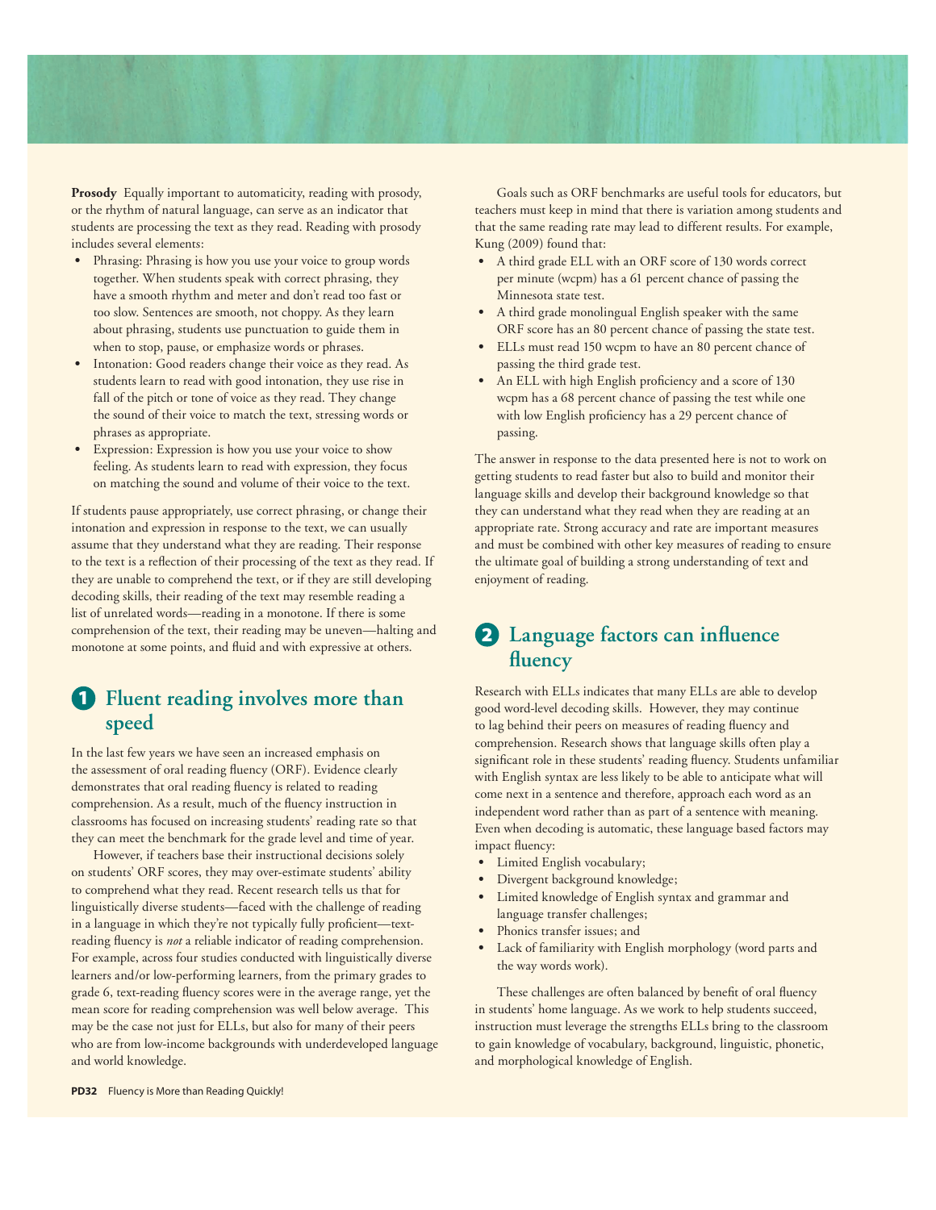**Prosody** Equally important to automaticity, reading with prosody, or the rhythm of natural language, can serve as an indicator that students are processing the text as they read. Reading with prosody includes several elements:

- Phrasing: Phrasing is how you use your voice to group words together. When students speak with correct phrasing, they have a smooth rhythm and meter and don't read too fast or too slow. Sentences are smooth, not choppy. As they learn about phrasing, students use punctuation to guide them in when to stop, pause, or emphasize words or phrases.
- Intonation: Good readers change their voice as they read. As students learn to read with good intonation, they use rise in fall of the pitch or tone of voice as they read. They change the sound of their voice to match the text, stressing words or phrases as appropriate.
- Expression: Expression is how you use your voice to show feeling. As students learn to read with expression, they focus on matching the sound and volume of their voice to the text.

If students pause appropriately, use correct phrasing, or change their intonation and expression in response to the text, we can usually assume that they understand what they are reading. Their response to the text is a reflection of their processing of the text as they read. If they are unable to comprehend the text, or if they are still developing decoding skills, their reading of the text may resemble reading a list of unrelated words—reading in a monotone. If there is some comprehension of the text, their reading may be uneven—halting and monotone at some points, and fluid and with expressive at others.

## 1 Fluent reading involves more than speed

In the last few years we have seen an increased emphasis on the assessment of oral reading fluency (ORF). Evidence clearly demonstrates that oral reading fluency is related to reading comprehension. As a result, much of the fluency instruction in classrooms has focused on increasing students' reading rate so that they can meet the benchmark for the grade level and time of year.

However, if teachers base their instructional decisions solely on students' ORF scores, they may over-estimate students' ability to comprehend what they read. Recent research tells us that for linguistically diverse students—faced with the challenge of reading in a language in which they're not typically fully proficient—text-reading fluency is *not* a reliable indicator of reading comprehension. For example, across four studies conducted with linguistically diverse learners and/or low-performing learners, from the primary grades to grade 6, text-reading fluency scores were in the average range, yet the mean score for reading comprehension was well below average. This may be the case not just for ELLs, but also for many of their peers who are from low-income backgrounds with underdeveloped language and world knowledge.

Goals such as ORF benchmarks are useful tools for educators, but teachers must keep in mind that there is variation among students and that the same reading rate may lead to different results. For example, Kung (2009) found that:

- A third grade ELL with an ORF score of 130 words correct per minute (wcpm) has a 61 percent chance of passing the Minnesota state test.
- A third grade monolingual English speaker with the same ORF score has an 80 percent chance of passing the state test.
- ELLs must read 150 wcpm to have an 80 percent chance of passing the third grade test.
- An ELL with high English proficiency and a score of 130 wcpm has a 68 percent chance of passing the test while one with low English proficiency has a 29 percent chance of passing.

The answer in response to the data presented here is not to work on getting students to read faster but also to build and monitor their language skills and develop their background knowledge so that they can understand what they read when they are reading at an appropriate rate. Strong accuracy and rate are important measures and must be combined with other key measures of reading to ensure the ultimate goal of building a strong understanding of text and enjoyment of reading.

## 2 Language factors can influence fluency

Research with ELLs indicates that many ELLs are able to develop good word-level decoding skills. However, they may continue to lag behind their peers on measures of reading fluency and comprehension. Research shows that language skills often play a significant role in these students' reading fluency. Students unfamiliar with English syntax are less likely to be able to anticipate what will come next in a sentence and therefore, approach each word as an independent word rather than as part of a sentence with meaning. Even when decoding is automatic, these language based factors may impact fluency:

- Limited English vocabulary;
- Divergent background knowledge;
- Limited knowledge of English syntax and grammar and language transfer challenges;
- Phonics transfer issues; and
- Lack of familiarity with English morphology (word parts and the way words work).

These challenges are often balanced by benefit of oral fluency in students' home language. As we work to help students succeed, instruction must leverage the strengths ELLs bring to the classroom to gain knowledge of vocabulary, background, linguistic, phonetic, and morphological knowledge of English.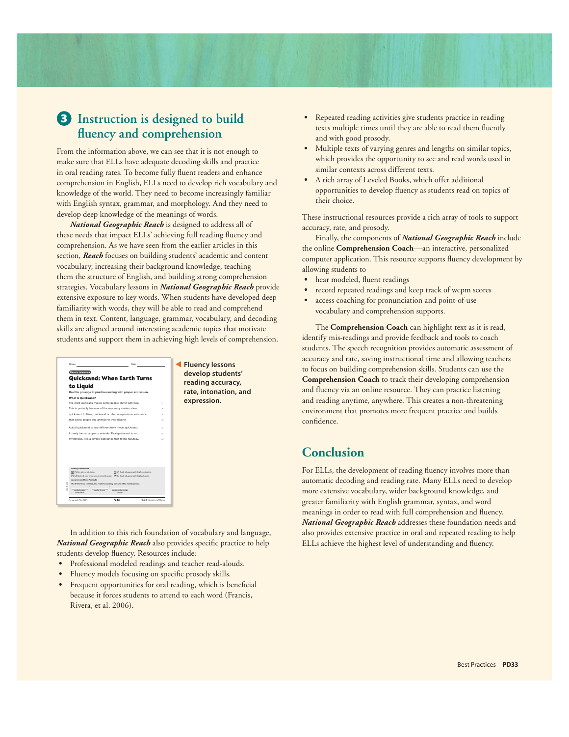## 3 Instruction is designed to build fluency and comprehension

From the information above, we can see that it is not enough to make sure that ELLs have adequate decoding skills and practice in oral reading rates. To become fully fluent readers and enhance comprehension in English, ELLs need to develop rich vocabulary and knowledge of the world. They need to become increasingly familiar with English syntax, grammar, and morphology. And they need to develop deep knowledge of the meanings of words.

***National Geographic Reach*** is designed to address all of these needs that impact ELLs' achieving full reading fluency and comprehension. As we have seen from the earlier articles in this section, ***Reach*** focuses on building students' academic and content vocabulary, increasing their background knowledge, teaching them the structure of English, and building strong comprehension strategies. Vocabulary lessons in ***National Geographic Reach*** provide extensive exposure to key words. When students have developed deep familiarity with words, they will be able to read and comprehend them in text. Content, language, grammar, vocabulary, and decoding skills are aligned around interesting academic topics that motivate students and support them in achieving high levels of comprehension.

**Fluency lessons develop students' reading accuracy, rate, intonation, and expression.**

In addition to this rich foundation of vocabulary and language, ***National Geographic Reach*** also provides specific practice to help students develop fluency. Resources include:

- Professional modeled readings and teacher read-alouds.
- Fluency models focusing on specific prosody skills.
- Frequent opportunities for oral reading, which is beneficial because it forces students to attend to each word (Francis, Rivera, et al. 2006).
- Repeated reading activities give students practice in reading texts multiple times until they are able to read them fluently and with good prosody.
- Multiple texts of varying genres and lengths on similar topics, which provides the opportunity to see and read words used in similar contexts across different texts.
- A rich array of Leveled Books, which offer additional opportunities to develop fluency as students read on topics of their choice.

These instructional resources provide a rich array of tools to support accuracy, rate, and prosody.

Finally, the components of ***National Geographic Reach*** include the online **Comprehension Coach**—an interactive, personalized computer application. This resource supports fluency development by allowing students to

- hear modeled, fluent readings
- record repeated readings and keep track of wcpm scores
- access coaching for pronunciation and point-of-use vocabulary and comprehension supports.

The **Comprehension Coach** can highlight text as it is read, identify mis-readings and provide feedback and tools to coach students. The speech recognition provides automatic assessment of accuracy and rate, saving instructional time and allowing teachers to focus on building comprehension skills. Students can use the **Comprehension Coach** to track their developing comprehension and fluency via an online resource. They can practice listening and reading anytime, anywhere. This creates a non-threatening environment that promotes more frequent practice and builds confidence.

## Conclusion

For ELLs, the development of reading fluency involves more than automatic decoding and reading rate. Many ELLs need to develop more extensive vocabulary, wider background knowledge, and greater familiarity with English grammar, syntax, and word meanings in order to read with full comprehension and fluency. ***National Geographic Reach*** addresses these foundation needs and also provides extensive practice in oral and repeated reading to help ELLs achieve the highest level of understanding and fluency.